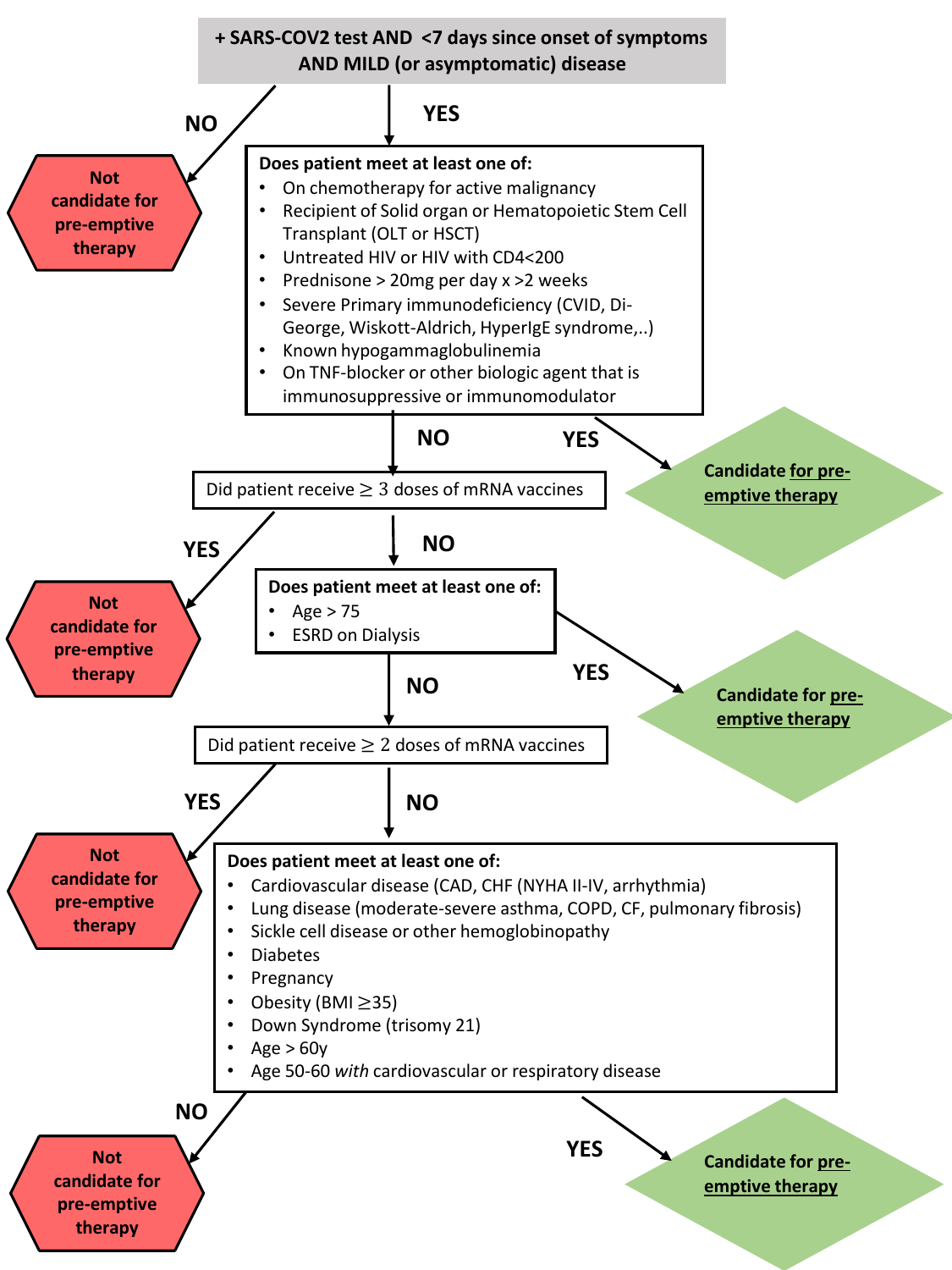**+ SARS-COV2 test AND <7 days since onset of symptoms AND MILD (or asymptomatic) disease**

- **NO** → **Not candidate for pre-emptive therapy**
- **YES** → 

**Does patient meet at least one of:**

- On chemotherapy for active malignancy
- Recipient of Solid organ or Hematopoietic Stem Cell Transplant (OLT or HSCT)
- Untreated HIV or HIV with CD4<200
- Prednisone > 20mg per day x >2 weeks
- Severe Primary immunodeficiency (CVID, Di-George, Wiskott-Aldrich, HyperIgE syndrome,..)
- Known hypogammaglobulinemia
- On TNF-blocker or other biologic agent that is immunosuppressive or immunomodulator

- **YES** → **Candidate for pre-emptive therapy**
- **NO** → 

Did patient receive ≥ 3 doses of mRNA vaccines

- **YES** → **Not candidate for pre-emptive therapy**
- **NO** → 

**Does patient meet at least one of:**

- Age > 75
- ESRD on Dialysis

- **YES** → **Candidate for pre-emptive therapy**
- **NO** → 

Did patient receive ≥ 2 doses of mRNA vaccines

- **YES** → **Not candidate for pre-emptive therapy**
- **NO** → 

**Does patient meet at least one of:**

- Cardiovascular disease (CAD, CHF (NYHA II-IV, arrhythmia)
- Lung disease (moderate-severe asthma, COPD, CF, pulmonary fibrosis)
- Sickle cell disease or other hemoglobinopathy
- Diabetes
- Pregnancy
- Obesity (BMI ≥35)
- Down Syndrome (trisomy 21)
- Age > 60y
- Age 50-60 *with* cardiovascular or respiratory disease

- **YES** → **Candidate for pre-emptive therapy**
- **NO** → **Not candidate for pre-emptive therapy**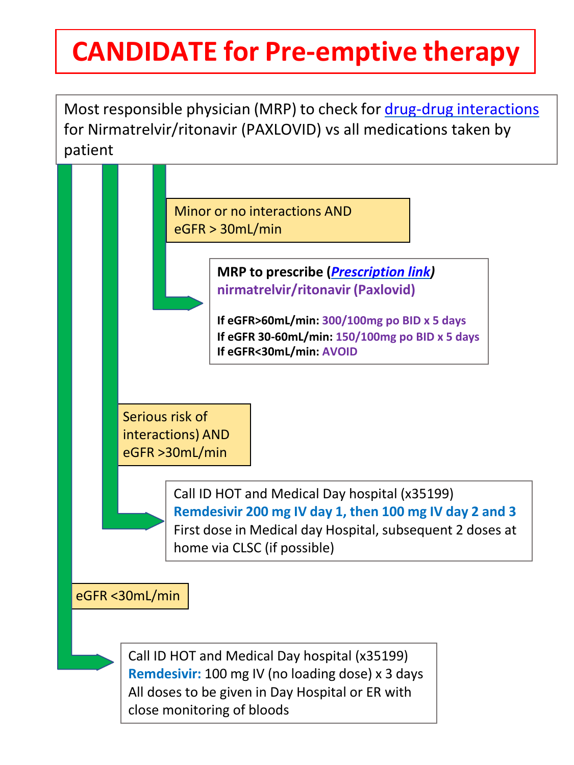# CANDIDATE for Pre-emptive therapy

Most responsible physician (MRP) to check for drug-drug interactions for Nirmatrelvir/ritonavir (PAXLOVID) vs all medications taken by patient

**Minor or no interactions AND eGFR > 30mL/min**

→ **MRP to prescribe (*Prescription link*)**
**nirmatrelvir/ritonavir (Paxlovid)**

- **If eGFR>60mL/min:** **300/100mg po BID x 5 days**
- **If eGFR 30-60mL/min:** **150/100mg po BID x 5 days**
- **If eGFR<30mL/min:** **AVOID**

**Serious risk of interactions) AND eGFR >30mL/min**

→ Call ID HOT and Medical Day hospital (x35199)
**Remdesivir 200 mg IV day 1, then 100 mg IV day 2 and 3**
First dose in Medical day Hospital, subsequent 2 doses at home via CLSC (if possible)

**eGFR <30mL/min**

→ Call ID HOT and Medical Day hospital (x35199)
**Remdesivir:** 100 mg IV (no loading dose) x 3 days
All doses to be given in Day Hospital or ER with close monitoring of bloods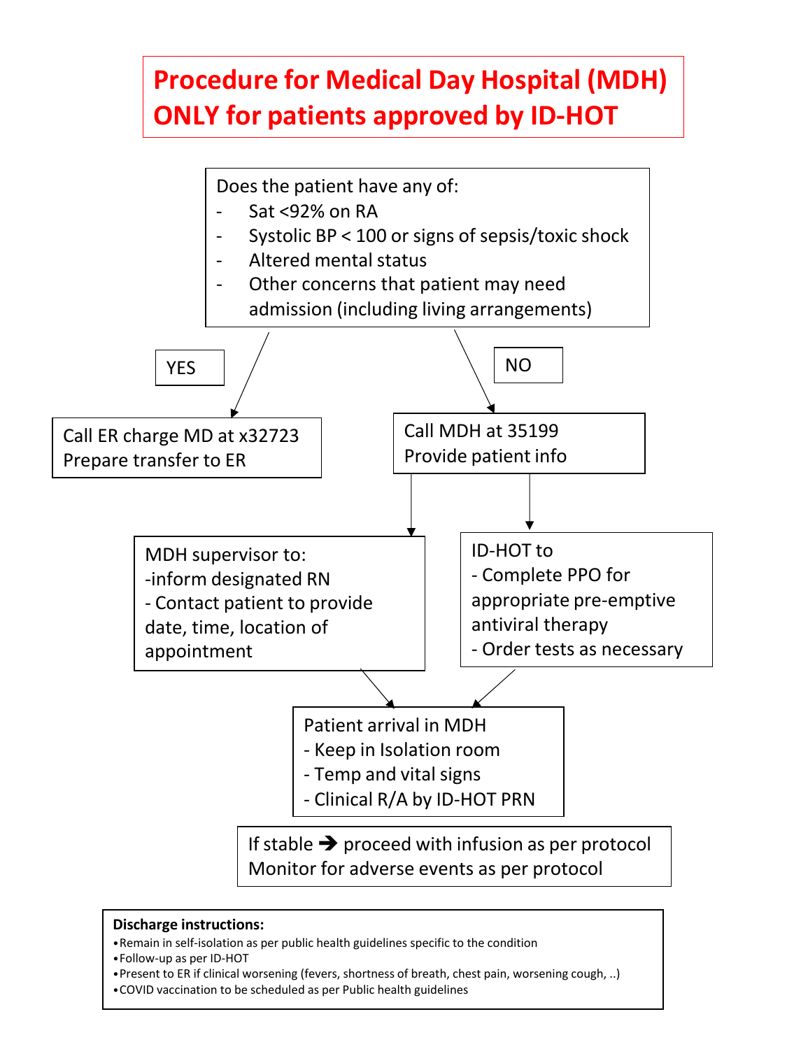# Procedure for Medical Day Hospital (MDH) ONLY for patients approved by ID-HOT

Does the patient have any of:

- Sat <92% on RA
- Systolic BP < 100 or signs of sepsis/toxic shock
- Altered mental status
- Other concerns that patient may need admission (including living arrangements)

**YES**

Call ER charge MD at x32723
Prepare transfer to ER

**NO**

Call MDH at 35199
Provide patient info

MDH supervisor to:
-inform designated RN
- Contact patient to provide date, time, location of appointment

ID-HOT to
- Complete PPO for appropriate pre-emptive antiviral therapy
- Order tests as necessary

Patient arrival in MDH
- Keep in Isolation room
- Temp and vital signs
- Clinical R/A by ID-HOT PRN

If stable ➔ proceed with infusion as per protocol
Monitor for adverse events as per protocol

**Discharge instructions:**

- Remain in self-isolation as per public health guidelines specific to the condition
- Follow-up as per ID-HOT
- Present to ER if clinical worsening (fevers, shortness of breath, chest pain, worsening cough, ..)
- COVID vaccination to be scheduled as per Public health guidelines